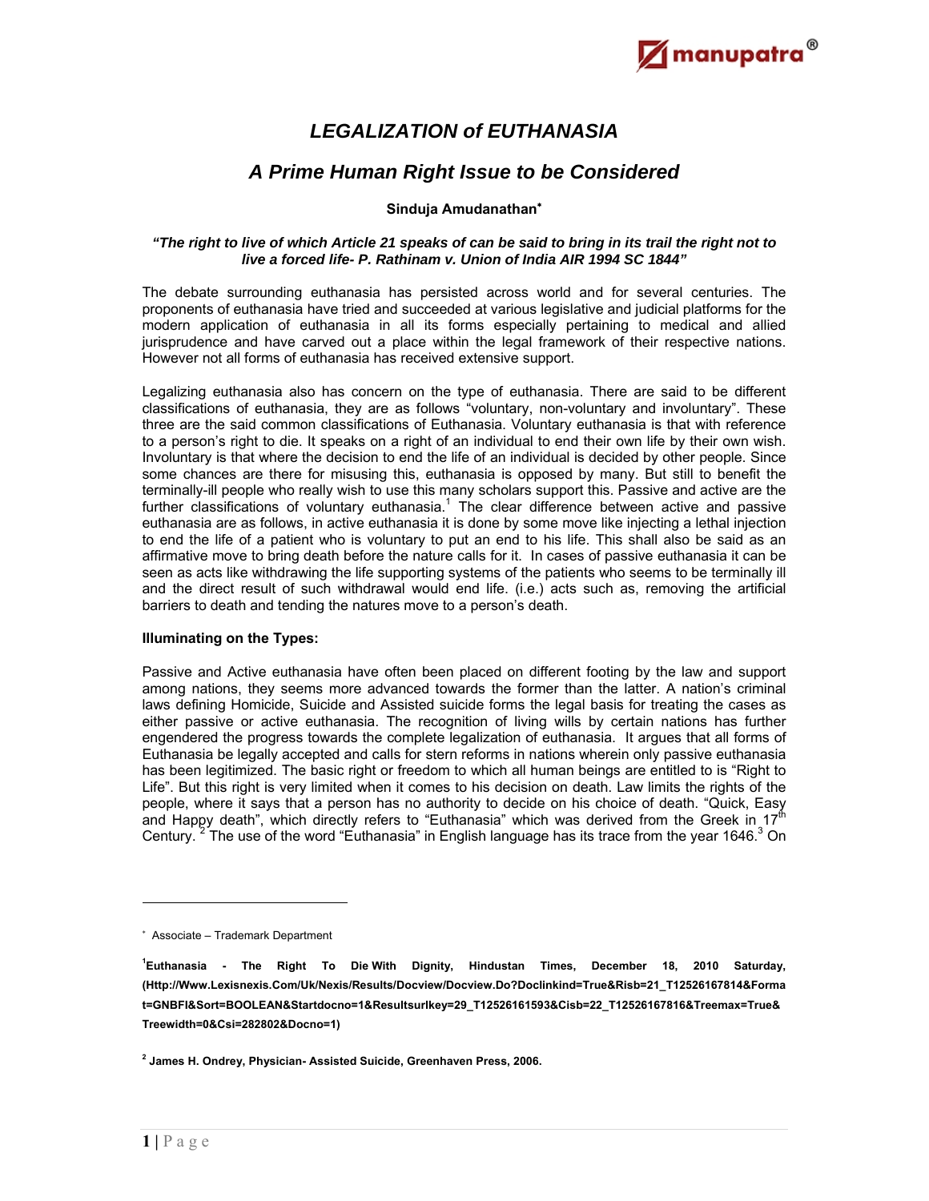# LEGALIZATION of EUTHANASIA

## A Prime Human Right Issue to be Considered

**Sinduja Amudanathan***

***"The right to live of which Article 21 speaks of can be said to bring in its trail the right not to live a forced life- P. Rathinam v. Union of India AIR 1994 SC 1844"***

The debate surrounding euthanasia has persisted across world and for several centuries. The proponents of euthanasia have tried and succeeded at various legislative and judicial platforms for the modern application of euthanasia in all its forms especially pertaining to medical and allied jurisprudence and have carved out a place within the legal framework of their respective nations. However not all forms of euthanasia has received extensive support.

Legalizing euthanasia also has concern on the type of euthanasia. There are said to be different classifications of euthanasia, they are as follows "voluntary, non-voluntary and involuntary". These three are the said common classifications of Euthanasia. Voluntary euthanasia is that with reference to a person's right to die. It speaks on a right of an individual to end their own life by their own wish. Involuntary is that where the decision to end the life of an individual is decided by other people. Since some chances are there for misusing this, euthanasia is opposed by many. But still to benefit the terminally-ill people who really wish to use this many scholars support this. Passive and active are the further classifications of voluntary euthanasia.[1] The clear difference between active and passive euthanasia are as follows, in active euthanasia it is done by some move like injecting a lethal injection to end the life of a patient who is voluntary to put an end to his life. This shall also be said as an affirmative move to bring death before the nature calls for it. In cases of passive euthanasia it can be seen as acts like withdrawing the life supporting systems of the patients who seems to be terminally ill and the direct result of such withdrawal would end life. (i.e.) acts such as, removing the artificial barriers to death and tending the natures move to a person's death.

**Illuminating on the Types:**

Passive and Active euthanasia have often been placed on different footing by the law and support among nations, they seems more advanced towards the former than the latter. A nation's criminal laws defining Homicide, Suicide and Assisted suicide forms the legal basis for treating the cases as either passive or active euthanasia. The recognition of living wills by certain nations has further engendered the progress towards the complete legalization of euthanasia. It argues that all forms of Euthanasia be legally accepted and calls for stern reforms in nations wherein only passive euthanasia has been legitimized. The basic right or freedom to which all human beings are entitled to is "Right to Life". But this right is very limited when it comes to his decision on death. Law limits the rights of the people, where it says that a person has no authority to decide on his choice of death. "Quick, Easy and Happy death", which directly refers to "Euthanasia" which was derived from the Greek in 17th Century.[2] The use of the word "Euthanasia" in English language has its trace from the year 1646.[3] On

---

\* Associate – Trademark Department

[1] **Euthanasia - The Right To Die With Dignity, Hindustan Times, December 18, 2010 Saturday, (Http://Www.Lexisnexis.Com/Uk/Nexis/Results/Docview/Docview.Do?Doclinkind=True&Risb=21_T12526167814&Format=GNBFI&Sort=BOOLEAN&Startdocno=1&Resultsurlkey=29_T12526161593&Cisb=22_T12526167816&Treemax=True&Treewidth=0&Csi=282802&Docno=1)**

[2] **James H. Ondrey, Physician- Assisted Suicide, Greenhaven Press, 2006.**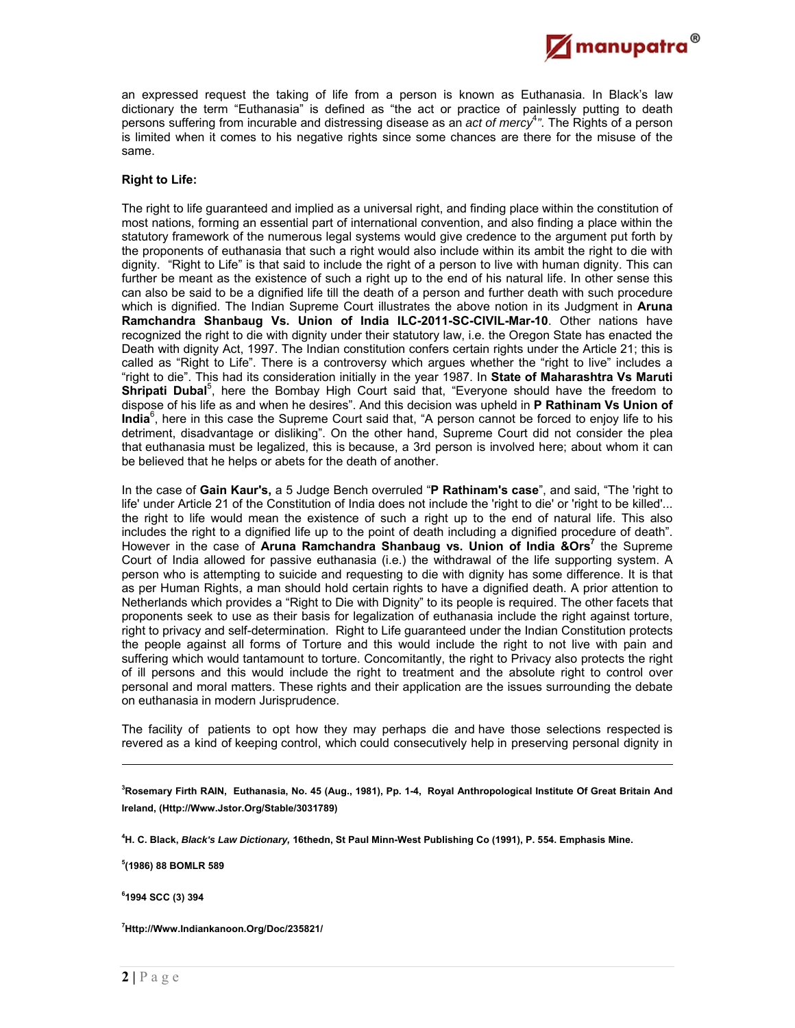an expressed request the taking of life from a person is known as Euthanasia. In Black's law dictionary the term "Euthanasia" is defined as "the act or practice of painlessly putting to death persons suffering from incurable and distressing disease as an *act of mercy*[4]". The Rights of a person is limited when it comes to his negative rights since some chances are there for the misuse of the same.

**Right to Life:**

The right to life guaranteed and implied as a universal right, and finding place within the constitution of most nations, forming an essential part of international convention, and also finding a place within the statutory framework of the numerous legal systems would give credence to the argument put forth by the proponents of euthanasia that such a right would also include within its ambit the right to die with dignity. "Right to Life" is that said to include the right of a person to live with human dignity. This can further be meant as the existence of such a right up to the end of his natural life. In other sense this can also be said to be a dignified life till the death of a person and further death with such procedure which is dignified. The Indian Supreme Court illustrates the above notion in its Judgment in **Aruna Ramchandra Shanbaug Vs. Union of India ILC-2011-SC-CIVIL-Mar-10**. Other nations have recognized the right to die with dignity under their statutory law, i.e. the Oregon State has enacted the Death with dignity Act, 1997. The Indian constitution confers certain rights under the Article 21; this is called as "Right to Life". There is a controversy which argues whether the "right to live" includes a "right to die". This had its consideration initially in the year 1987. In **State of Maharashtra Vs Maruti Shripati Dubal**[5], here the Bombay High Court said that, "Everyone should have the freedom to dispose of his life as and when he desires". And this decision was upheld in **P Rathinam Vs Union of India**[6], here in this case the Supreme Court said that, "A person cannot be forced to enjoy life to his detriment, disadvantage or disliking". On the other hand, Supreme Court did not consider the plea that euthanasia must be legalized, this is because, a 3rd person is involved here; about whom it can be believed that he helps or abets for the death of another.

In the case of **Gain Kaur's,** a 5 Judge Bench overruled "**P Rathinam's case**", and said, "The 'right to life' under Article 21 of the Constitution of India does not include the 'right to die' or 'right to be killed'... the right to life would mean the existence of such a right up to the end of natural life. This also includes the right to a dignified life up to the point of death including a dignified procedure of death". However in the case of **Aruna Ramchandra Shanbaug vs. Union of India &Ors**[7] the Supreme Court of India allowed for passive euthanasia (i.e.) the withdrawal of the life supporting system. A person who is attempting to suicide and requesting to die with dignity has some difference. It is that as per Human Rights, a man should hold certain rights to have a dignified death. A prior attention to Netherlands which provides a "Right to Die with Dignity" to its people is required. The other facets that proponents seek to use as their basis for legalization of euthanasia include the right against torture, right to privacy and self-determination. Right to Life guaranteed under the Indian Constitution protects the people against all forms of Torture and this would include the right to not live with pain and suffering which would tantamount to torture. Concomitantly, the right to Privacy also protects the right of ill persons and this would include the right to treatment and the absolute right to control over personal and moral matters. These rights and their application are the issues surrounding the debate on euthanasia in modern Jurisprudence.

The facility of patients to opt how they may perhaps die and have those selections respected is revered as a kind of keeping control, which could consecutively help in preserving personal dignity in

---

[3]**Rosemary Firth RAIN, Euthanasia, No. 45 (Aug., 1981), Pp. 1-4, Royal Anthropological Institute Of Great Britain And Ireland, (Http://Www.Jstor.Org/Stable/3031789)**

[4]**H. C. Black, *Black's Law Dictionary,* 16thedn, St Paul Minn-West Publishing Co (1991), P. 554. Emphasis Mine.**

[5]**(1986) 88 BOMLR 589**

[6]**1994 SCC (3) 394**

[7]**Http://Www.Indiankanoon.Org/Doc/235821/**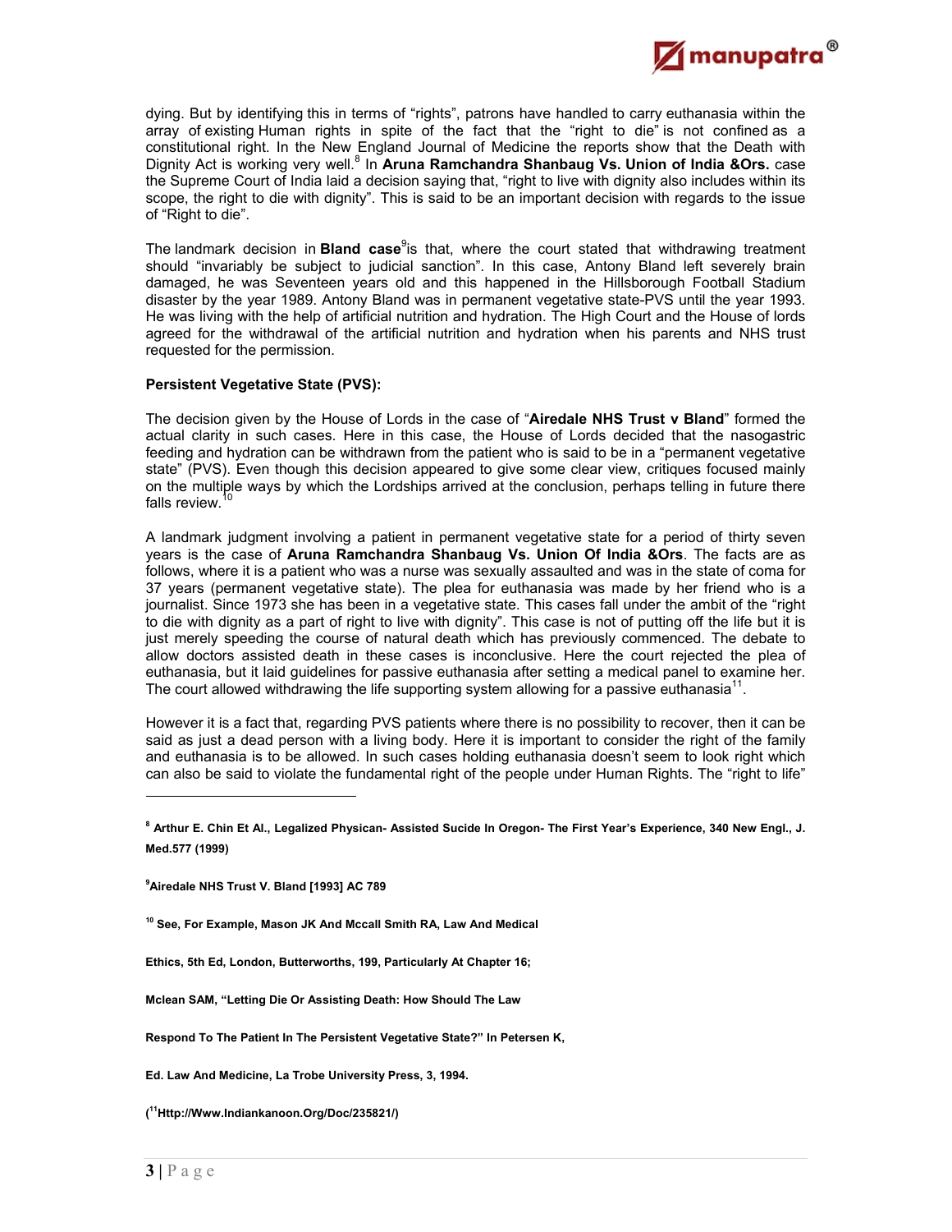dying. But by identifying this in terms of "rights", patrons have handled to carry euthanasia within the array of existing Human rights in spite of the fact that the "right to die" is not confined as a constitutional right. In the New England Journal of Medicine the reports show that the Death with Dignity Act is working very well.[8] In **Aruna Ramchandra Shanbaug Vs. Union of India &Ors.** case the Supreme Court of India laid a decision saying that, "right to live with dignity also includes within its scope, the right to die with dignity". This is said to be an important decision with regards to the issue of "Right to die".

The landmark decision in **Bland case**[9]is that, where the court stated that withdrawing treatment should "invariably be subject to judicial sanction". In this case, Antony Bland left severely brain damaged, he was Seventeen years old and this happened in the Hillsborough Football Stadium disaster by the year 1989. Antony Bland was in permanent vegetative state-PVS until the year 1993. He was living with the help of artificial nutrition and hydration. The High Court and the House of lords agreed for the withdrawal of the artificial nutrition and hydration when his parents and NHS trust requested for the permission.

**Persistent Vegetative State (PVS):**

The decision given by the House of Lords in the case of "**Airedale NHS Trust v Bland**" formed the actual clarity in such cases. Here in this case, the House of Lords decided that the nasogastric feeding and hydration can be withdrawn from the patient who is said to be in a "permanent vegetative state" (PVS). Even though this decision appeared to give some clear view, critiques focused mainly on the multiple ways by which the Lordships arrived at the conclusion, perhaps telling in future there falls review.[10]

A landmark judgment involving a patient in permanent vegetative state for a period of thirty seven years is the case of **Aruna Ramchandra Shanbaug Vs. Union Of India &Ors**. The facts are as follows, where it is a patient who was a nurse was sexually assaulted and was in the state of coma for 37 years (permanent vegetative state). The plea for euthanasia was made by her friend who is a journalist. Since 1973 she has been in a vegetative state. This cases fall under the ambit of the "right to die with dignity as a part of right to live with dignity". This case is not of putting off the life but it is just merely speeding the course of natural death which has previously commenced. The debate to allow doctors assisted death in these cases is inconclusive. Here the court rejected the plea of euthanasia, but it laid guidelines for passive euthanasia after setting a medical panel to examine her. The court allowed withdrawing the life supporting system allowing for a passive euthanasia[11].

However it is a fact that, regarding PVS patients where there is no possibility to recover, then it can be said as just a dead person with a living body. Here it is important to consider the right of the family and euthanasia is to be allowed. In such cases holding euthanasia doesn't seem to look right which can also be said to violate the fundamental right of the people under Human Rights. The "right to life"

---

**[8] Arthur E. Chin Et Al., Legalized Physican- Assisted Sucide In Oregon- The First Year's Experience, 340 New Engl., J. Med.577 (1999)**

**[9]Airedale NHS Trust V. Bland [1993] AC 789**

**[10] See, For Example, Mason JK And Mccall Smith RA, Law And Medical**

**Ethics, 5th Ed, London, Butterworths, 199, Particularly At Chapter 16;**

**Mclean SAM, "Letting Die Or Assisting Death: How Should The Law**

**Respond To The Patient In The Persistent Vegetative State?" In Petersen K,**

**Ed. Law And Medicine, La Trobe University Press, 3, 1994.**

**([11]Http://Www.Indiankanoon.Org/Doc/235821/)**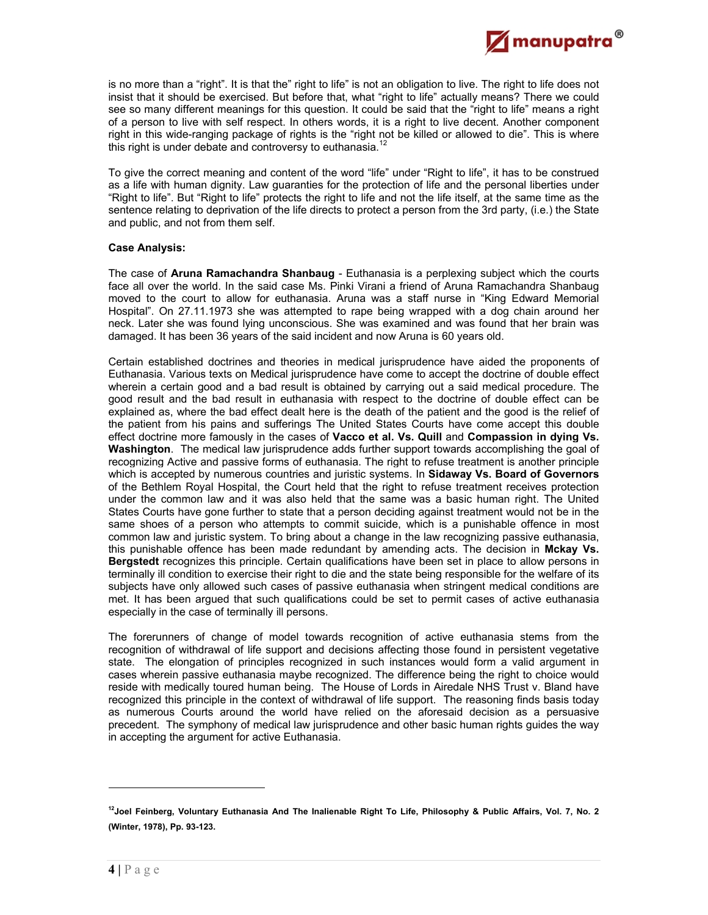is no more than a "right". It is that the" right to life" is not an obligation to live. The right to life does not insist that it should be exercised. But before that, what "right to life" actually means? There we could see so many different meanings for this question. It could be said that the "right to life" means a right of a person to live with self respect. In others words, it is a right to live decent. Another component right in this wide-ranging package of rights is the "right not be killed or allowed to die". This is where this right is under debate and controversy to euthanasia.[12]

To give the correct meaning and content of the word "life" under "Right to life", it has to be construed as a life with human dignity. Law guaranties for the protection of life and the personal liberties under "Right to life". But "Right to life" protects the right to life and not the life itself, at the same time as the sentence relating to deprivation of the life directs to protect a person from the 3rd party, (i.e.) the State and public, and not from them self.

**Case Analysis:**

The case of **Aruna Ramachandra Shanbaug** - Euthanasia is a perplexing subject which the courts face all over the world. In the said case Ms. Pinki Virani a friend of Aruna Ramachandra Shanbaug moved to the court to allow for euthanasia. Aruna was a staff nurse in "King Edward Memorial Hospital". On 27.11.1973 she was attempted to rape being wrapped with a dog chain around her neck. Later she was found lying unconscious. She was examined and was found that her brain was damaged. It has been 36 years of the said incident and now Aruna is 60 years old.

Certain established doctrines and theories in medical jurisprudence have aided the proponents of Euthanasia. Various texts on Medical jurisprudence have come to accept the doctrine of double effect wherein a certain good and a bad result is obtained by carrying out a said medical procedure. The good result and the bad result in euthanasia with respect to the doctrine of double effect can be explained as, where the bad effect dealt here is the death of the patient and the good is the relief of the patient from his pains and sufferings The United States Courts have come accept this double effect doctrine more famously in the cases of **Vacco et al. Vs. Quill** and **Compassion in dying Vs. Washington**. The medical law jurisprudence adds further support towards accomplishing the goal of recognizing Active and passive forms of euthanasia. The right to refuse treatment is another principle which is accepted by numerous countries and juristic systems. In **Sidaway Vs. Board of Governors** of the Bethlem Royal Hospital, the Court held that the right to refuse treatment receives protection under the common law and it was also held that the same was a basic human right. The United States Courts have gone further to state that a person deciding against treatment would not be in the same shoes of a person who attempts to commit suicide, which is a punishable offence in most common law and juristic system. To bring about a change in the law recognizing passive euthanasia, this punishable offence has been made redundant by amending acts. The decision in **Mckay Vs. Bergstedt** recognizes this principle. Certain qualifications have been set in place to allow persons in terminally ill condition to exercise their right to die and the state being responsible for the welfare of its subjects have only allowed such cases of passive euthanasia when stringent medical conditions are met. It has been argued that such qualifications could be set to permit cases of active euthanasia especially in the case of terminally ill persons.

The forerunners of change of model towards recognition of active euthanasia stems from the recognition of withdrawal of life support and decisions affecting those found in persistent vegetative state. The elongation of principles recognized in such instances would form a valid argument in cases wherein passive euthanasia maybe recognized. The difference being the right to choice would reside with medically toured human being. The House of Lords in Airedale NHS Trust v. Bland have recognized this principle in the context of withdrawal of life support. The reasoning finds basis today as numerous Courts around the world have relied on the aforesaid decision as a persuasive precedent. The symphony of medical law jurisprudence and other basic human rights guides the way in accepting the argument for active Euthanasia.

---

**[12] Joel Feinberg, Voluntary Euthanasia And The Inalienable Right To Life, Philosophy & Public Affairs, Vol. 7, No. 2 (Winter, 1978), Pp. 93-123.**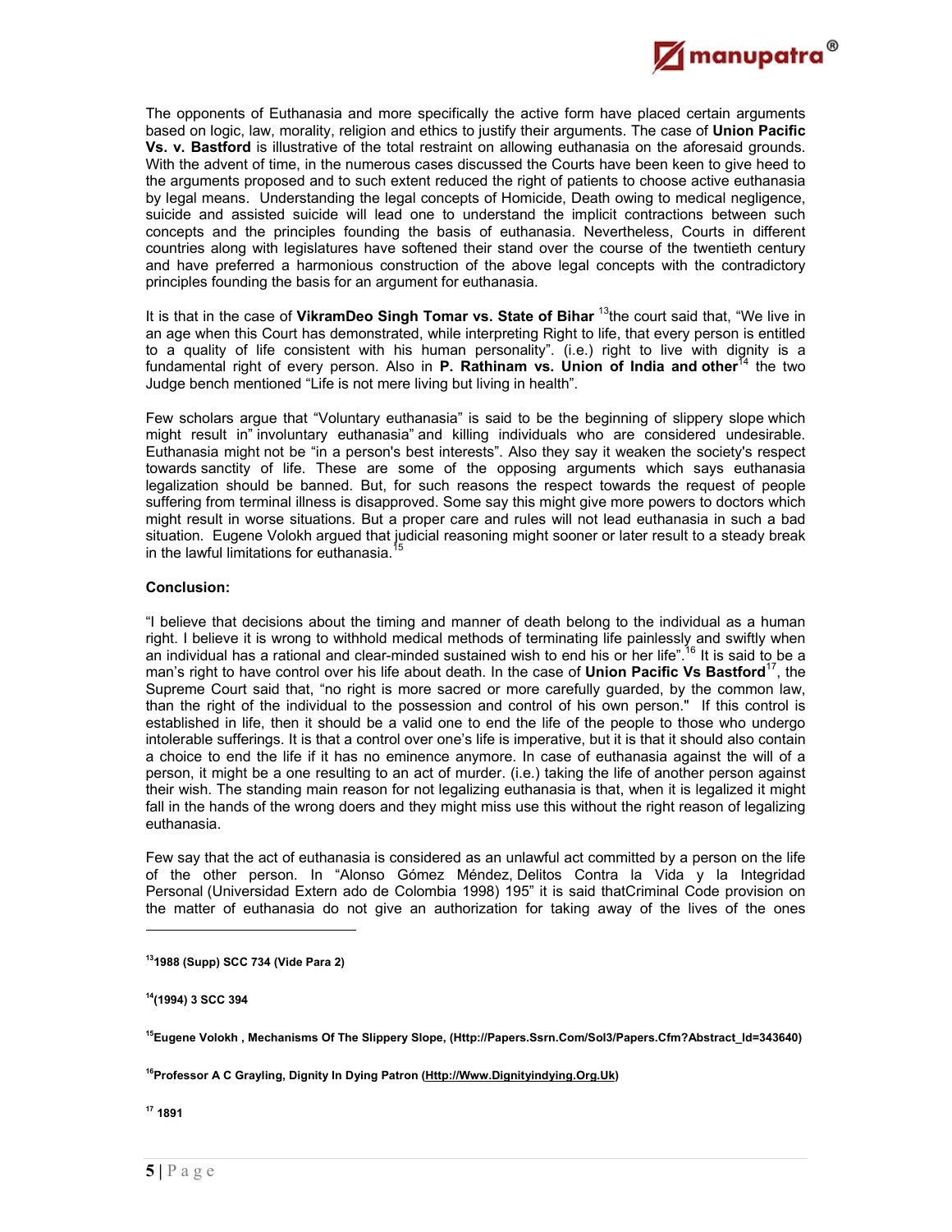The opponents of Euthanasia and more specifically the active form have placed certain arguments based on logic, law, morality, religion and ethics to justify their arguments. The case of **Union Pacific Vs. v. Bastford** is illustrative of the total restraint on allowing euthanasia on the aforesaid grounds. With the advent of time, in the numerous cases discussed the Courts have been keen to give heed to the arguments proposed and to such extent reduced the right of patients to choose active euthanasia by legal means. Understanding the legal concepts of Homicide, Death owing to medical negligence, suicide and assisted suicide will lead one to understand the implicit contractions between such concepts and the principles founding the basis of euthanasia. Nevertheless, Courts in different countries along with legislatures have softened their stand over the course of the twentieth century and have preferred a harmonious construction of the above legal concepts with the contradictory principles founding the basis for an argument for euthanasia.

It is that in the case of **VikramDeo Singh Tomar vs. State of Bihar** [13]the court said that, "We live in an age when this Court has demonstrated, while interpreting Right to life, that every person is entitled to a quality of life consistent with his human personality". (i.e.) right to live with dignity is a fundamental right of every person. Also in **P. Rathinam vs. Union of India and other**[14] the two Judge bench mentioned "Life is not mere living but living in health".

Few scholars argue that "Voluntary euthanasia" is said to be the beginning of slippery slope which might result in" involuntary euthanasia" and killing individuals who are considered undesirable. Euthanasia might not be "in a person's best interests". Also they say it weaken the society's respect towards sanctity of life. These are some of the opposing arguments which says euthanasia legalization should be banned. But, for such reasons the respect towards the request of people suffering from terminal illness is disapproved. Some say this might give more powers to doctors which might result in worse situations. But a proper care and rules will not lead euthanasia in such a bad situation. Eugene Volokh argued that judicial reasoning might sooner or later result to a steady break in the lawful limitations for euthanasia.[15]

### Conclusion:

"I believe that decisions about the timing and manner of death belong to the individual as a human right. I believe it is wrong to withhold medical methods of terminating life painlessly and swiftly when an individual has a rational and clear-minded sustained wish to end his or her life".[16] It is said to be a man's right to have control over his life about death. In the case of **Union Pacific Vs Bastford**[17], the Supreme Court said that, "no right is more sacred or more carefully guarded, by the common law, than the right of the individual to the possession and control of his own person." If this control is established in life, then it should be a valid one to end the life of the people to those who undergo intolerable sufferings. It is that a control over one's life is imperative, but it is that it should also contain a choice to end the life if it has no eminence anymore. In case of euthanasia against the will of a person, it might be a one resulting to an act of murder. (i.e.) taking the life of another person against their wish. The standing main reason for not legalizing euthanasia is that, when it is legalized it might fall in the hands of the wrong doers and they might miss use this without the right reason of legalizing euthanasia.

Few say that the act of euthanasia is considered as an unlawful act committed by a person on the life of the other person. In "Alonso Gómez Méndez, Delitos Contra la Vida y la Integridad Personal (Universidad Extern ado de Colombia 1998) 195" it is said thatCriminal Code provision on the matter of euthanasia do not give an authorization for taking away of the lives of the ones

---

**[13]1988 (Supp) SCC 734 (Vide Para 2)**

**[14](1994) 3 SCC 394**

**[15]Eugene Volokh , Mechanisms Of The Slippery Slope, (Http://Papers.Ssrn.Com/Sol3/Papers.Cfm?Abstract_Id=343640)**

**[16]Professor A C Grayling, Dignity In Dying Patron (Http://Www.Dignityindying.Org.Uk)**

**[17] 1891**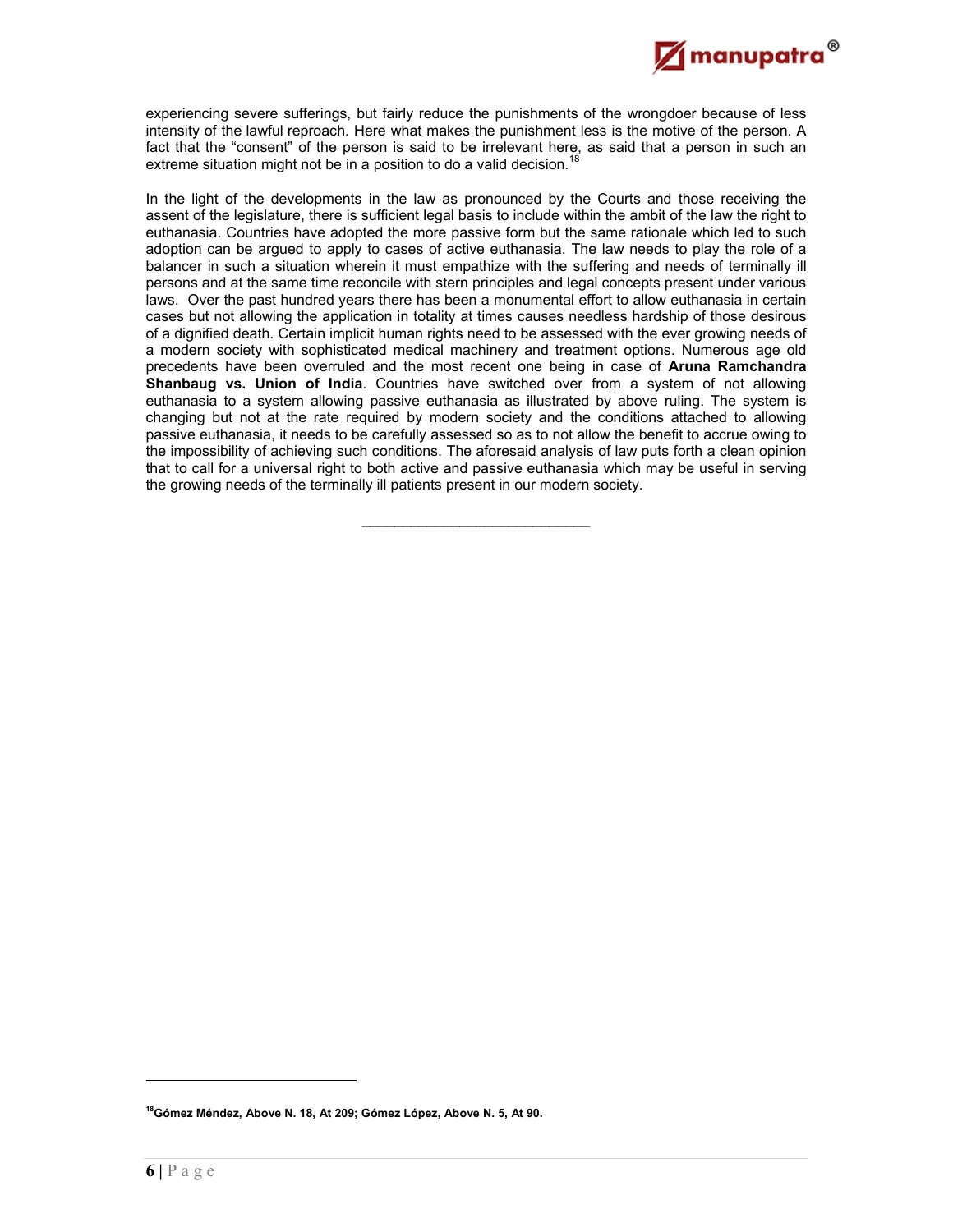experiencing severe sufferings, but fairly reduce the punishments of the wrongdoer because of less intensity of the lawful reproach. Here what makes the punishment less is the motive of the person. A fact that the "consent" of the person is said to be irrelevant here, as said that a person in such an extreme situation might not be in a position to do a valid decision.[18]

In the light of the developments in the law as pronounced by the Courts and those receiving the assent of the legislature, there is sufficient legal basis to include within the ambit of the law the right to euthanasia. Countries have adopted the more passive form but the same rationale which led to such adoption can be argued to apply to cases of active euthanasia. The law needs to play the role of a balancer in such a situation wherein it must empathize with the suffering and needs of terminally ill persons and at the same time reconcile with stern principles and legal concepts present under various laws. Over the past hundred years there has been a monumental effort to allow euthanasia in certain cases but not allowing the application in totality at times causes needless hardship of those desirous of a dignified death. Certain implicit human rights need to be assessed with the ever growing needs of a modern society with sophisticated medical machinery and treatment options. Numerous age old precedents have been overruled and the most recent one being in case of **Aruna Ramchandra Shanbaug vs. Union of India**. Countries have switched over from a system of not allowing euthanasia to a system allowing passive euthanasia as illustrated by above ruling. The system is changing but not at the rate required by modern society and the conditions attached to allowing passive euthanasia, it needs to be carefully assessed so as to not allow the benefit to accrue owing to the impossibility of achieving such conditions. The aforesaid analysis of law puts forth a clean opinion that to call for a universal right to both active and passive euthanasia which may be useful in serving the growing needs of the terminally ill patients present in our modern society.

---

[18] **Gómez Méndez, Above N. 18, At 209; Gómez López, Above N. 5, At 90.**